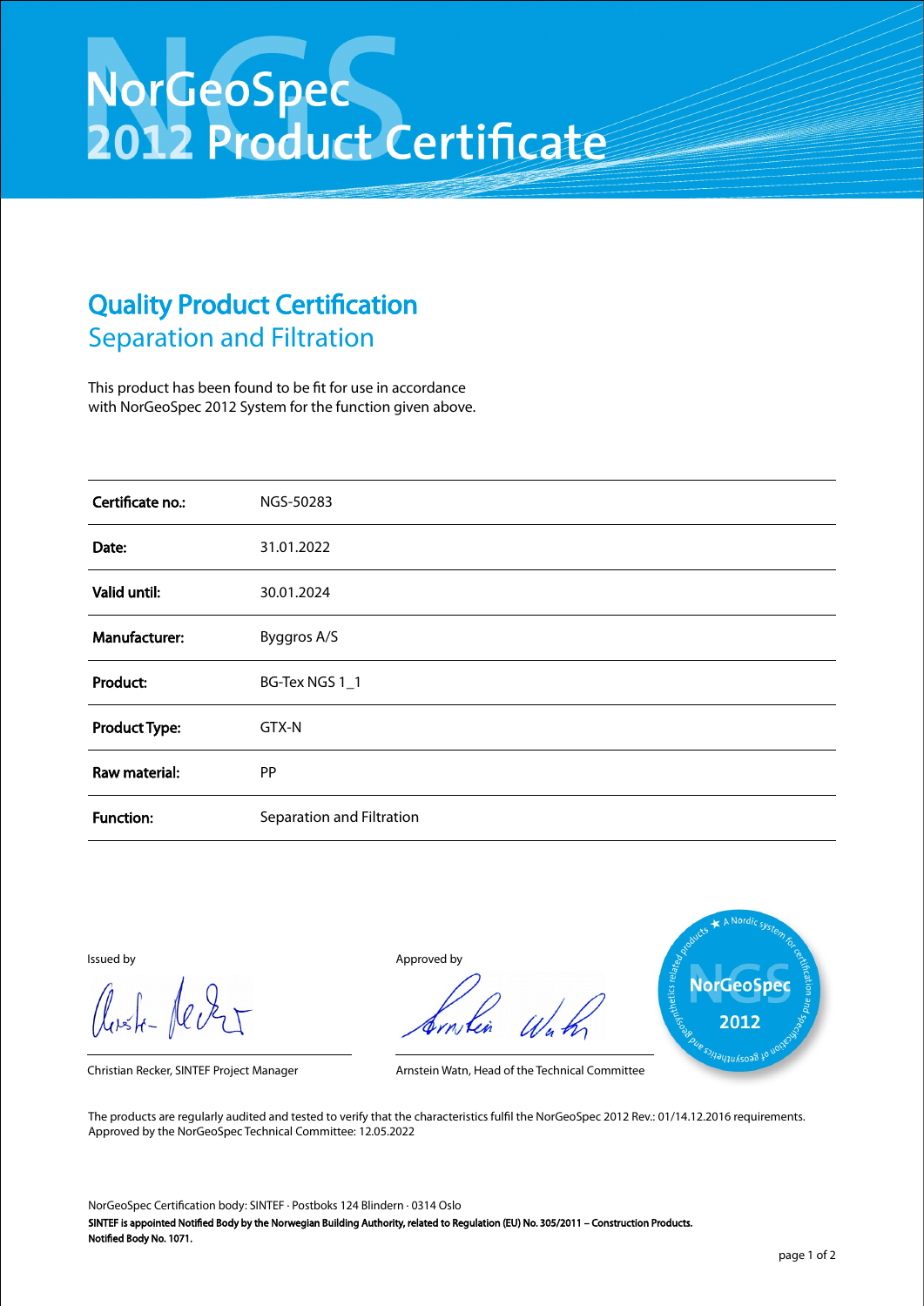# NorGeoSpec 2012 Product Certificate

## Quality Product Certification

### Separation and Filtration

This product has been found to be fit for use in accordance with NorGeoSpec 2012 System for the function given above.

| | |
|---|---|
| **Certificate no.:** | NGS-50283 |
| **Date:** | 31.01.2022 |
| **Valid until:** | 30.01.2024 |
| **Manufacturer:** | Byggros A/S |
| **Product:** | BG-Tex NGS 1_1 |
| **Product Type:** | GTX-N |
| **Raw material:** | PP |
| **Function:** | Separation and Filtration |

Issued by

Christian Recker, SINTEF Project Manager

Approved by

Arnstein Watn, Head of the Technical Committee

The products are regularly audited and tested to verify that the characteristics fulfil the NorGeoSpec 2012 Rev.: 01/14.12.2016 requirements.
Approved by the NorGeoSpec Technical Committee: 12.05.2022

NorGeoSpec Certification body: SINTEF · Postboks 124 Blindern · 0314 Oslo

**SINTEF is appointed Notified Body by the Norwegian Building Authority, related to Regulation (EU) No. 305/2011 – Construction Products.**
**Notified Body No. 1071.**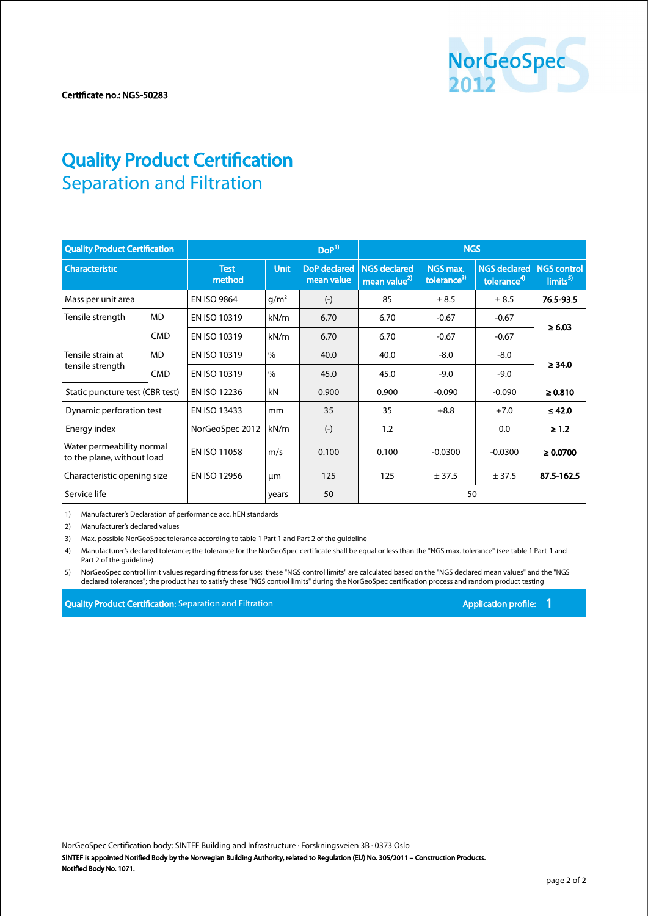Certificate no.: NGS-50283

NorGeoSpec 2012

# Quality Product Certification

## Separation and Filtration

| Quality Product Certification | | | | DoP[1] | NGS | | | |
|---|---|---|---|---|---|---|---|---|
| Characteristic | | Test method | Unit | DoP declared mean value | NGS declared mean value[2] | NGS max. tolerance[3] | NGS declared tolerance[4] | NGS control limits[5] |
| Mass per unit area | | EN ISO 9864 | g/m² | (-) | 85 | ± 8.5 | ± 8.5 | 76.5-93.5 |
| Tensile strength | MD | EN ISO 10319 | kN/m | 6.70 | 6.70 | -0.67 | -0.67 | ≥ 6.03 |
| | CMD | EN ISO 10319 | kN/m | 6.70 | 6.70 | -0.67 | -0.67 | |
| Tensile strain at tensile strength | MD | EN ISO 10319 | % | 40.0 | 40.0 | -8.0 | -8.0 | ≥ 34.0 |
| | CMD | EN ISO 10319 | % | 45.0 | 45.0 | -9.0 | -9.0 | |
| Static puncture test (CBR test) | | EN ISO 12236 | kN | 0.900 | 0.900 | -0.090 | -0.090 | ≥ 0.810 |
| Dynamic perforation test | | EN ISO 13433 | mm | 35 | 35 | +8.8 | +7.0 | ≤ 42.0 |
| Energy index | | NorGeoSpec 2012 | kN/m | (-) | 1.2 | | 0.0 | ≥ 1.2 |
| Water permeability normal to the plane, without load | | EN ISO 11058 | m/s | 0.100 | 0.100 | -0.0300 | -0.0300 | ≥ 0.0700 |
| Characteristic opening size | | EN ISO 12956 | µm | 125 | 125 | ± 37.5 | ± 37.5 | 87.5-162.5 |
| Service life | | | years | 50 | 50 | | | |

1) Manufacturer's Declaration of performance acc. hEN standards

2) Manufacturer's declared values

3) Max. possible NorGeoSpec tolerance according to table 1 Part 1 and Part 2 of the guideline

4) Manufacturer's declared tolerance; the tolerance for the NorGeoSpec certificate shall be equal or less than the "NGS max. tolerance" (see table 1 Part 1 and Part 2 of the guideline)

5) NorGeoSpec control limit values regarding fitness for use; these "NGS control limits" are calculated based on the "NGS declared mean values" and the "NGS declared tolerances"; the product has to satisfy these "NGS control limits" during the NorGeoSpec certification process and random product testing

**Quality Product Certification:** Separation and Filtration **Application profile: 1**

NorGeoSpec Certification body: SINTEF Building and Infrastructure · Forskningsveien 3B · 0373 Oslo

**SINTEF is appointed Notified Body by the Norwegian Building Authority, related to Regulation (EU) No. 305/2011 – Construction Products. Notified Body No. 1071.**